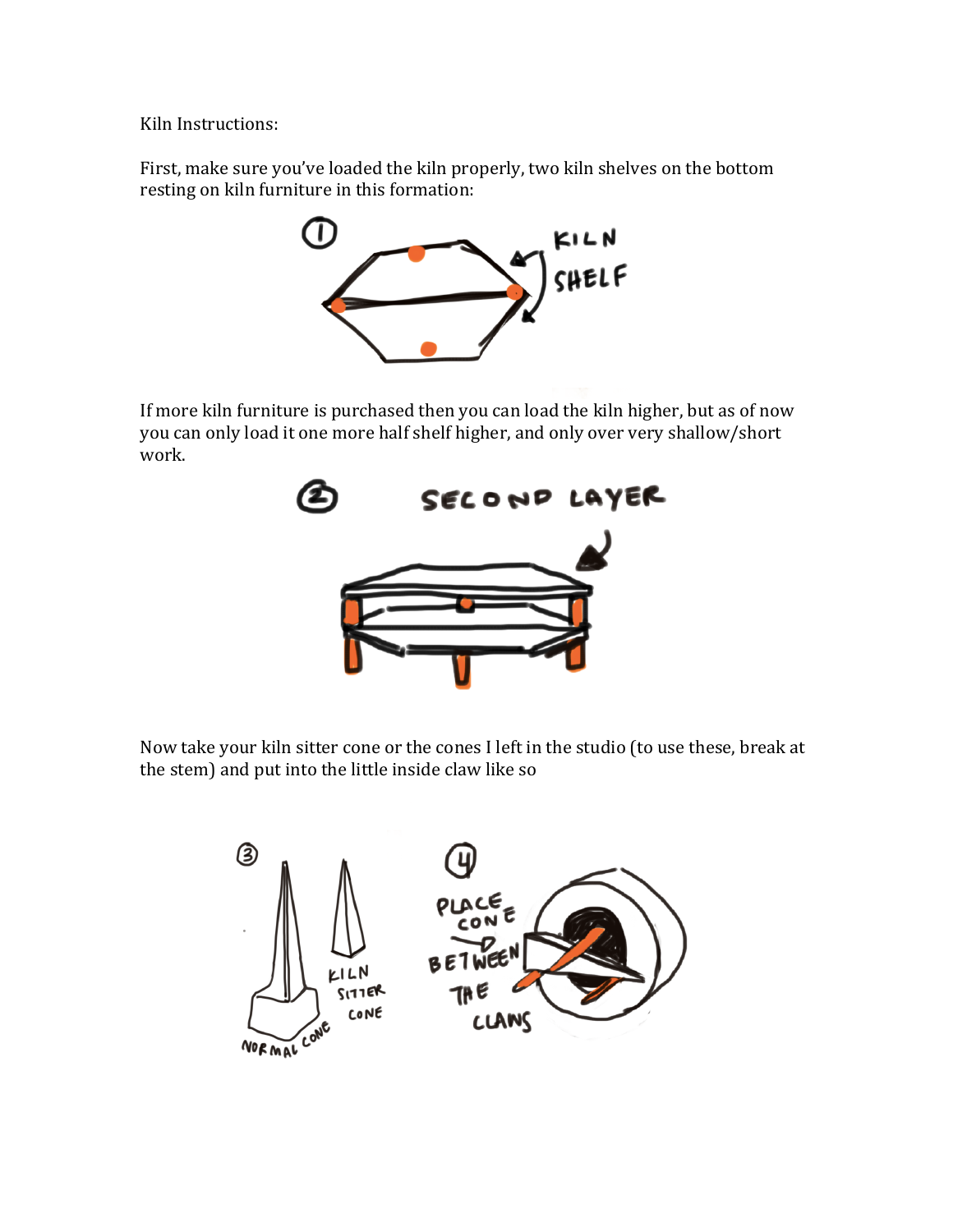Kiln Instructions:

First, make sure you've loaded the kiln properly, two kiln shelves on the bottom resting on kiln furniture in this formation:

If more kiln furniture is purchased then you can load the kiln higher, but as of now you can only load it one more half shelf higher, and only over very shallow/short work.

Now take your kiln sitter cone or the cones I left in the studio (to use these, break at the stem) and put into the little inside claw like so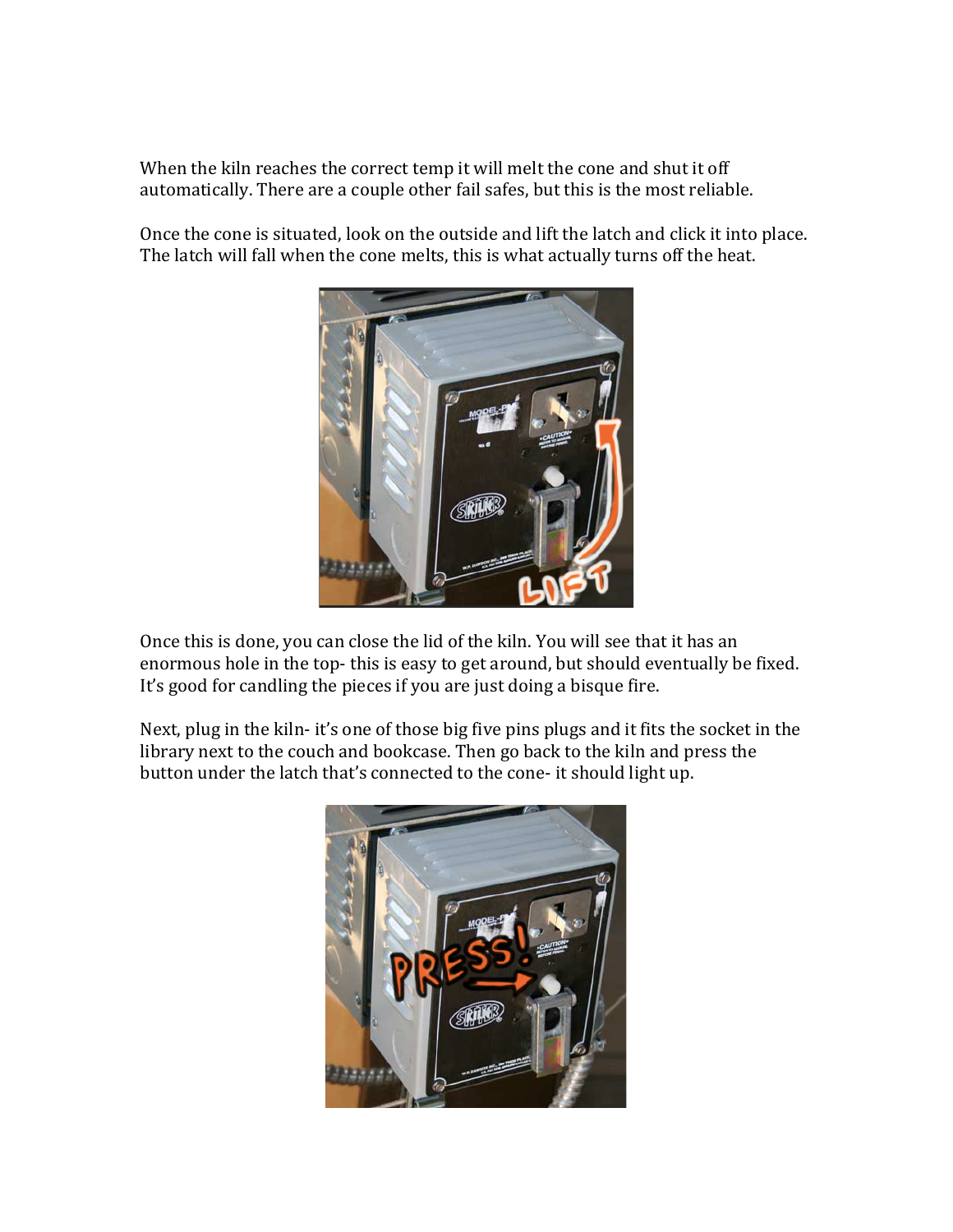When the kiln reaches the correct temp it will melt the cone and shut it off automatically. There are a couple other fail safes, but this is the most reliable.

Once the cone is situated, look on the outside and lift the latch and click it into place. The latch will fall when the cone melts, this is what actually turns off the heat.

Once this is done, you can close the lid of the kiln. You will see that it has an enormous hole in the top- this is easy to get around, but should eventually be fixed. It's good for candling the pieces if you are just doing a bisque fire.

Next, plug in the kiln- it's one of those big five pins plugs and it fits the socket in the library next to the couch and bookcase. Then go back to the kiln and press the button under the latch that's connected to the cone- it should light up.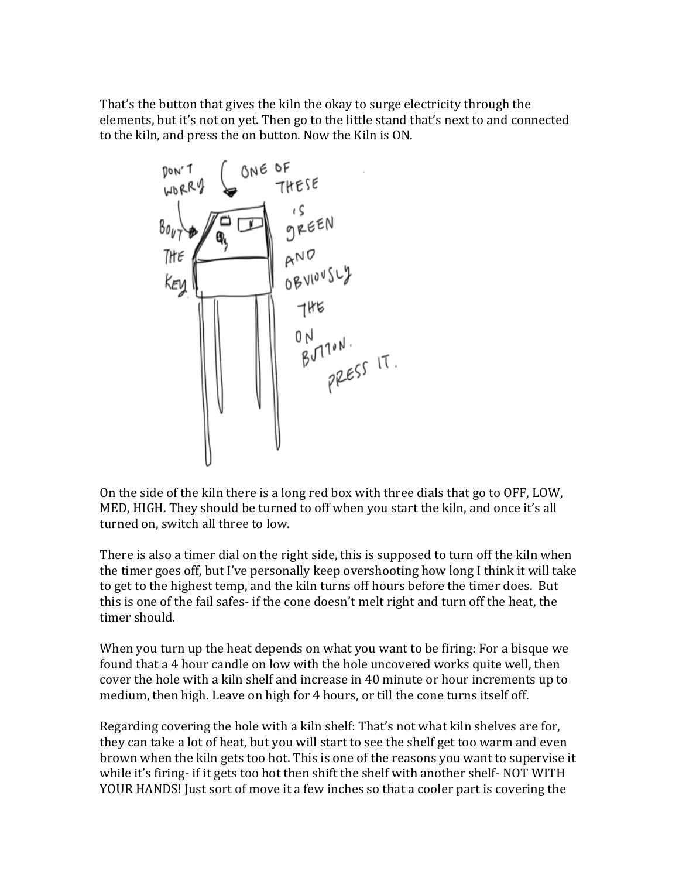That's the button that gives the kiln the okay to surge electricity through the elements, but it's not on yet. Then go to the little stand that's next to and connected to the kiln, and press the on button. Now the Kiln is ON.

DON'T WORRY BOUT THE KEY

ONE OF THESE IS GREEN AND OBVIOUSLY THE ON BUTTON. PRESS IT.

On the side of the kiln there is a long red box with three dials that go to OFF, LOW, MED, HIGH. They should be turned to off when you start the kiln, and once it's all turned on, switch all three to low.

There is also a timer dial on the right side, this is supposed to turn off the kiln when the timer goes off, but I've personally keep overshooting how long I think it will take to get to the highest temp, and the kiln turns off hours before the timer does. But this is one of the fail safes- if the cone doesn't melt right and turn off the heat, the timer should.

When you turn up the heat depends on what you want to be firing: For a bisque we found that a 4 hour candle on low with the hole uncovered works quite well, then cover the hole with a kiln shelf and increase in 40 minute or hour increments up to medium, then high. Leave on high for 4 hours, or till the cone turns itself off.

Regarding covering the hole with a kiln shelf: That's not what kiln shelves are for, they can take a lot of heat, but you will start to see the shelf get too warm and even brown when the kiln gets too hot. This is one of the reasons you want to supervise it while it's firing- if it gets too hot then shift the shelf with another shelf- NOT WITH YOUR HANDS! Just sort of move it a few inches so that a cooler part is covering the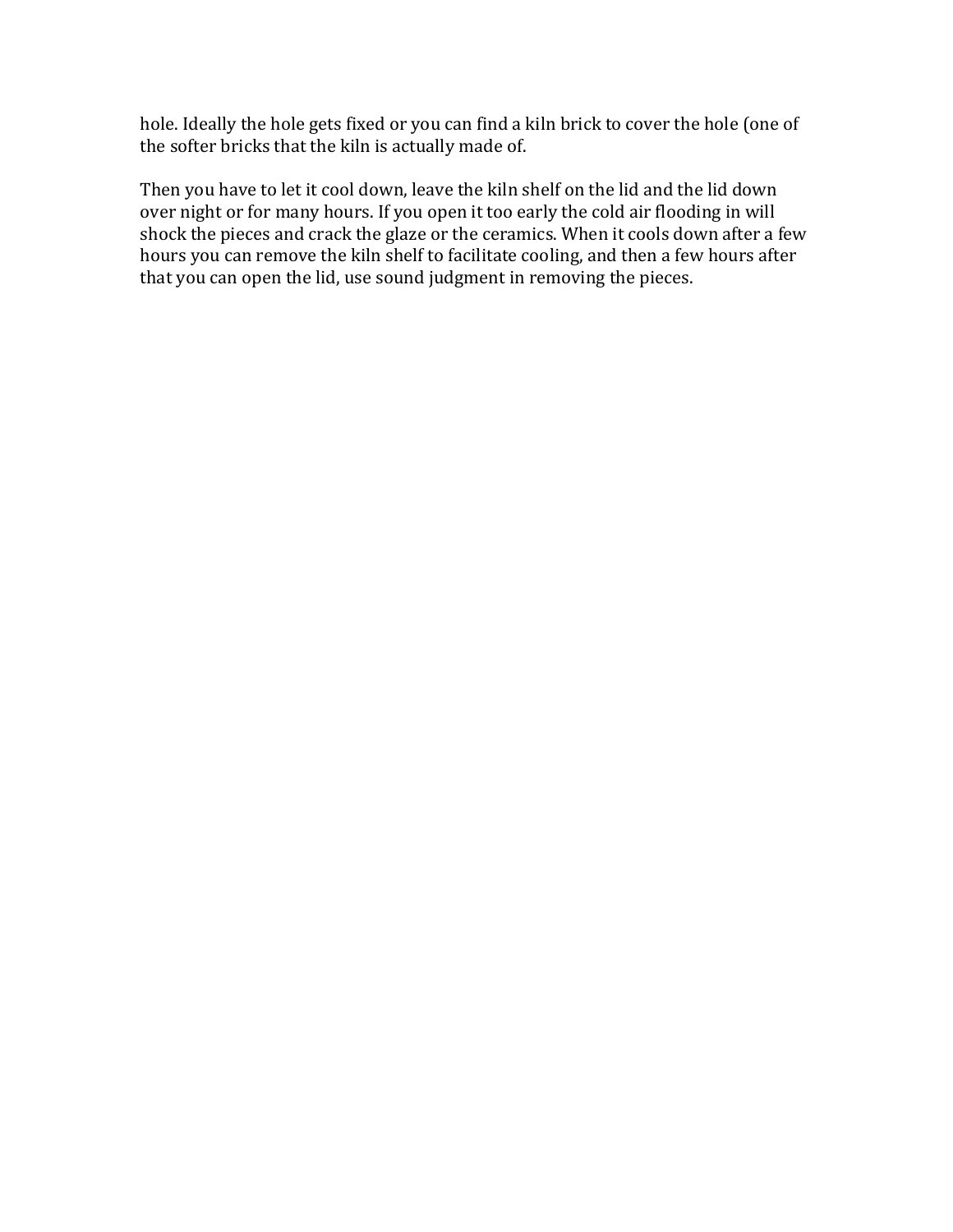hole. Ideally the hole gets fixed or you can find a kiln brick to cover the hole (one of the softer bricks that the kiln is actually made of.

Then you have to let it cool down, leave the kiln shelf on the lid and the lid down over night or for many hours. If you open it too early the cold air flooding in will shock the pieces and crack the glaze or the ceramics. When it cools down after a few hours you can remove the kiln shelf to facilitate cooling, and then a few hours after that you can open the lid, use sound judgment in removing the pieces.